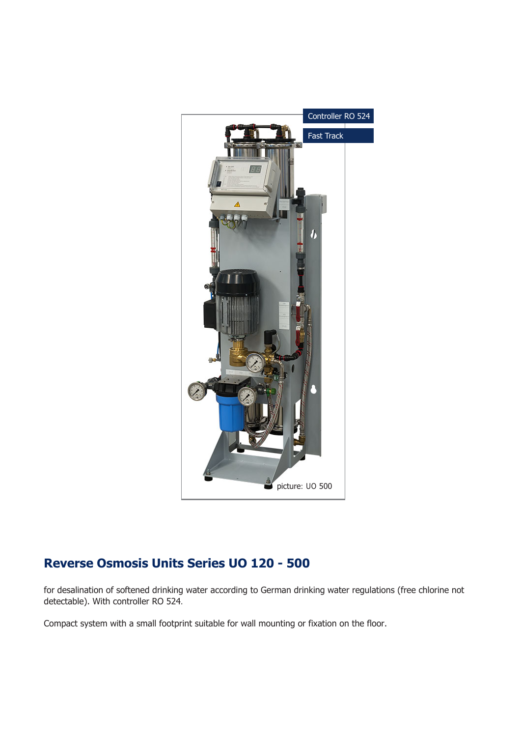Controller RO 524

Fast Track

picture: UO 500

## Reverse Osmosis Units Series UO 120 - 500

for desalination of softened drinking water according to German drinking water regulations (free chlorine not detectable). With controller RO 524.

Compact system with a small footprint suitable for wall mounting or fixation on the floor.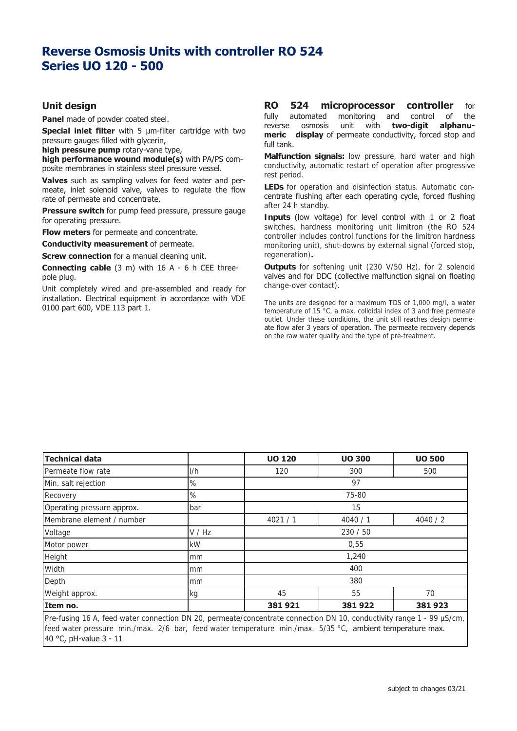# Reverse Osmosis Units with controller RO 524
# Series UO 120 - 500

## Unit design

**Panel** made of powder coated steel.

**Special inlet filter** with 5 µm-filter cartridge with two pressure gauges filled with glycerin,
**high pressure pump** rotary-vane type,
**high performance wound module(s)** with PA/PS composite membranes in stainless steel pressure vessel.

**Valves** such as sampling valves for feed water and permeate, inlet solenoid valve, valves to regulate the flow rate of permeate and concentrate.

**Pressure switch** for pump feed pressure, pressure gauge for operating pressure.

**Flow meters** for permeate and concentrate.

**Conductivity measurement** of permeate.

**Screw connection** for a manual cleaning unit.

**Connecting cable** (3 m) with 16 A - 6 h CEE three-pole plug.

Unit completely wired and pre-assembled and ready for installation. Electrical equipment in accordance with VDE 0100 part 600, VDE 113 part 1.

**RO 524 microprocessor controller** for fully automated monitoring and control of the reverse osmosis unit with **two-digit alphanumeric display** of permeate conductivity, forced stop and full tank.

**Malfunction signals:** low pressure, hard water and high conductivity, automatic restart of operation after progressive rest period.

**LEDs** for operation and disinfection status. Automatic concentrate flushing after each operating cycle, forced flushing after 24 h standby.

**Inputs** (low voltage) for level control with 1 or 2 float switches, hardness monitoring unit limitron (the RO 524 controller includes control functions for the limitron hardness monitoring unit), shut-downs by external signal (forced stop, regeneration)**.**

**Outputs** for softening unit (230 V/50 Hz), for 2 solenoid valves and for DDC (collective malfunction signal on floating change-over contact).

The units are designed for a maximum TDS of 1,000 mg/l, a water temperature of 15 °C, a max. colloidal index of 3 and free permeate outlet. Under these conditions, the unit still reaches design permeate flow afer 3 years of operation. The permeate recovery depends on the raw water quality and the type of pre-treatment.

| Technical data | | UO 120 | UO 300 | UO 500 |
|---|---|---|---|---|
| Permeate flow rate | l/h | 120 | 300 | 500 |
| Min. salt rejection | % | 97 | | |
| Recovery | % | 75-80 | | |
| Operating pressure approx. | bar | 15 | | |
| Membrane element / number | | 4021 / 1 | 4040 / 1 | 4040 / 2 |
| Voltage | V / Hz | 230 / 50 | | |
| Motor power | kW | 0,55 | | |
| Height | mm | 1,240 | | |
| Width | mm | 400 | | |
| Depth | mm | 380 | | |
| Weight approx. | kg | 45 | 55 | 70 |
| **Item no.** | | **381 921** | **381 922** | **381 923** |

Pre-fusing 16 A, feed water connection DN 20, permeate/concentrate connection DN 10, conductivity range 1 - 99 µS/cm, feed water pressure min./max. 2/6 bar, feed water temperature min./max. 5/35 °C, ambient temperature max. 40 °C, pH-value 3 - 11

subject to changes 03/21